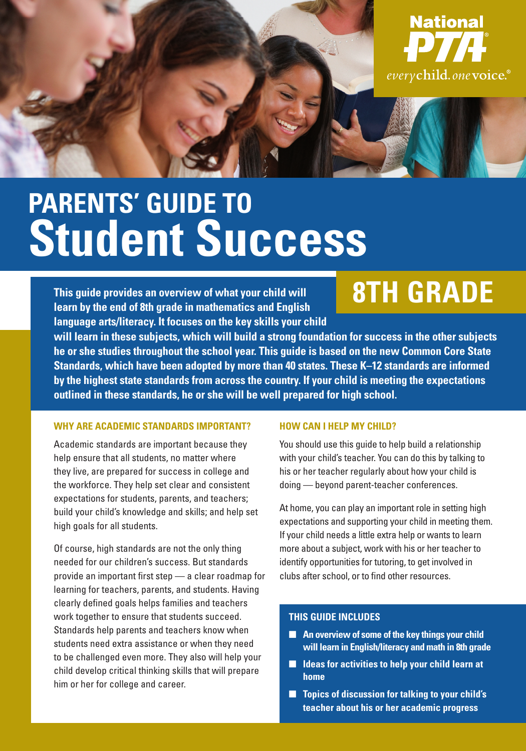National PTA®

*every* child. *one* voice.®

# PARENTS' GUIDE TO Student Success

## 8TH GRADE

**This guide provides an overview of what your child will learn by the end of 8th grade in mathematics and English language arts/literacy. It focuses on the key skills your child will learn in these subjects, which will build a strong foundation for success in the other subjects he or she studies throughout the school year. This guide is based on the new Common Core State Standards, which have been adopted by more than 40 states. These K–12 standards are informed by the highest state standards from across the country. If your child is meeting the expectations outlined in these standards, he or she will be well prepared for high school.**

### WHY ARE ACADEMIC STANDARDS IMPORTANT?

Academic standards are important because they help ensure that all students, no matter where they live, are prepared for success in college and the workforce. They help set clear and consistent expectations for students, parents, and teachers; build your child's knowledge and skills; and help set high goals for all students.

Of course, high standards are not the only thing needed for our children's success. But standards provide an important first step — a clear roadmap for learning for teachers, parents, and students. Having clearly defined goals helps families and teachers work together to ensure that students succeed. Standards help parents and teachers know when students need extra assistance or when they need to be challenged even more. They also will help your child develop critical thinking skills that will prepare him or her for college and career.

### HOW CAN I HELP MY CHILD?

You should use this guide to help build a relationship with your child's teacher. You can do this by talking to his or her teacher regularly about how your child is doing — beyond parent-teacher conferences.

At home, you can play an important role in setting high expectations and supporting your child in meeting them. If your child needs a little extra help or wants to learn more about a subject, work with his or her teacher to identify opportunities for tutoring, to get involved in clubs after school, or to find other resources.

### THIS GUIDE INCLUDES

- **An overview of some of the key things your child will learn in English/literacy and math in 8th grade**
- **Ideas for activities to help your child learn at home**
- **Topics of discussion for talking to your child's teacher about his or her academic progress**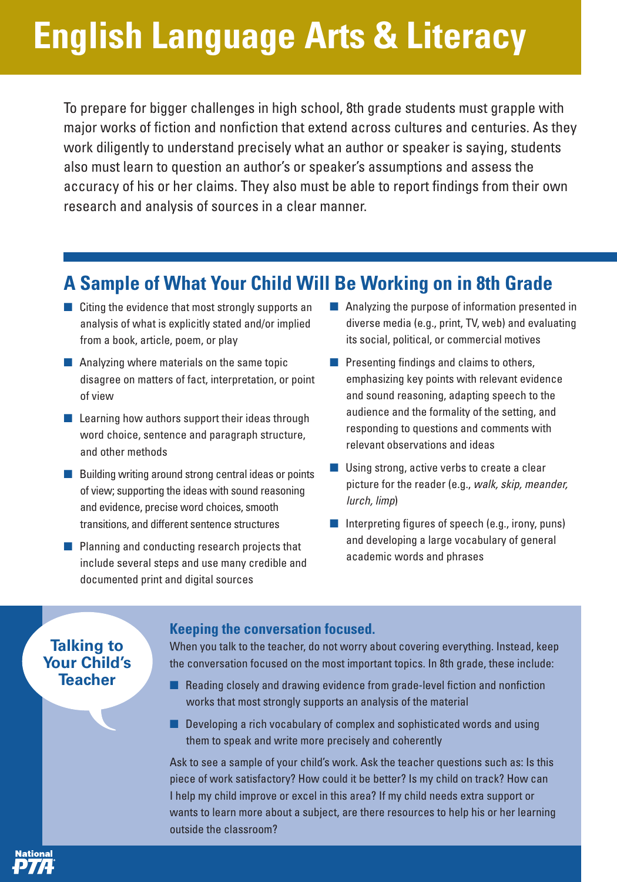# English Language Arts & Literacy

To prepare for bigger challenges in high school, 8th grade students must grapple with major works of fiction and nonfiction that extend across cultures and centuries. As they work diligently to understand precisely what an author or speaker is saying, students also must learn to question an author's or speaker's assumptions and assess the accuracy of his or her claims. They also must be able to report findings from their own research and analysis of sources in a clear manner.

## A Sample of What Your Child Will Be Working on in 8th Grade

- Citing the evidence that most strongly supports an analysis of what is explicitly stated and/or implied from a book, article, poem, or play
- Analyzing where materials on the same topic disagree on matters of fact, interpretation, or point of view
- Learning how authors support their ideas through word choice, sentence and paragraph structure, and other methods
- Building writing around strong central ideas or points of view; supporting the ideas with sound reasoning and evidence, precise word choices, smooth transitions, and different sentence structures
- Planning and conducting research projects that include several steps and use many credible and documented print and digital sources
- Analyzing the purpose of information presented in diverse media (e.g., print, TV, web) and evaluating its social, political, or commercial motives
- Presenting findings and claims to others, emphasizing key points with relevant evidence and sound reasoning, adapting speech to the audience and the formality of the setting, and responding to questions and comments with relevant observations and ideas
- Using strong, active verbs to create a clear picture for the reader (e.g., *walk, skip, meander, lurch, limp*)
- Interpreting figures of speech (e.g., irony, puns) and developing a large vocabulary of general academic words and phrases

## Talking to Your Child's Teacher

### Keeping the conversation focused.

When you talk to the teacher, do not worry about covering everything. Instead, keep the conversation focused on the most important topics. In 8th grade, these include:

- Reading closely and drawing evidence from grade-level fiction and nonfiction works that most strongly supports an analysis of the material
- Developing a rich vocabulary of complex and sophisticated words and using them to speak and write more precisely and coherently

Ask to see a sample of your child's work. Ask the teacher questions such as: Is this piece of work satisfactory? How could it be better? Is my child on track? How can I help my child improve or excel in this area? If my child needs extra support or wants to learn more about a subject, are there resources to help his or her learning outside the classroom?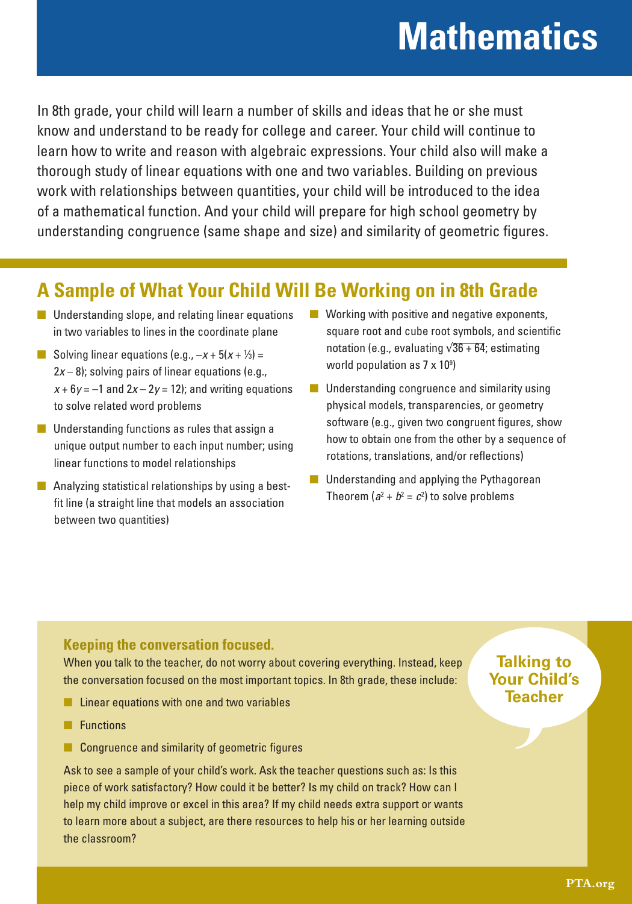# Mathematics

In 8th grade, your child will learn a number of skills and ideas that he or she must know and understand to be ready for college and career. Your child will continue to learn how to write and reason with algebraic expressions. Your child also will make a thorough study of linear equations with one and two variables. Building on previous work with relationships between quantities, your child will be introduced to the idea of a mathematical function. And your child will prepare for high school geometry by understanding congruence (same shape and size) and similarity of geometric figures.

## A Sample of What Your Child Will Be Working on in 8th Grade

- Understanding slope, and relating linear equations in two variables to lines in the coordinate plane
- Solving linear equations (e.g., $-x + 5(x + \frac{1}{3}) = 2x - 8$); solving pairs of linear equations (e.g., $x + 6y = -1$ and $2x - 2y = 12$); and writing equations to solve related word problems
- Understanding functions as rules that assign a unique output number to each input number; using linear functions to model relationships
- Analyzing statistical relationships by using a best-fit line (a straight line that models an association between two quantities)
- Working with positive and negative exponents, square root and cube root symbols, and scientific notation (e.g., evaluating $\sqrt{36 + 64}$; estimating world population as $7 \times 10^9$)
- Understanding congruence and similarity using physical models, transparencies, or geometry software (e.g., given two congruent figures, show how to obtain one from the other by a sequence of rotations, translations, and/or reflections)
- Understanding and applying the Pythagorean Theorem ($a^2 + b^2 = c^2$) to solve problems

## Talking to Your Child's Teacher

### Keeping the conversation focused.

When you talk to the teacher, do not worry about covering everything. Instead, keep the conversation focused on the most important topics. In 8th grade, these include:

- Linear equations with one and two variables
- Functions
- Congruence and similarity of geometric figures

Ask to see a sample of your child's work. Ask the teacher questions such as: Is this piece of work satisfactory? How could it be better? Is my child on track? How can I help my child improve or excel in this area? If my child needs extra support or wants to learn more about a subject, are there resources to help his or her learning outside the classroom?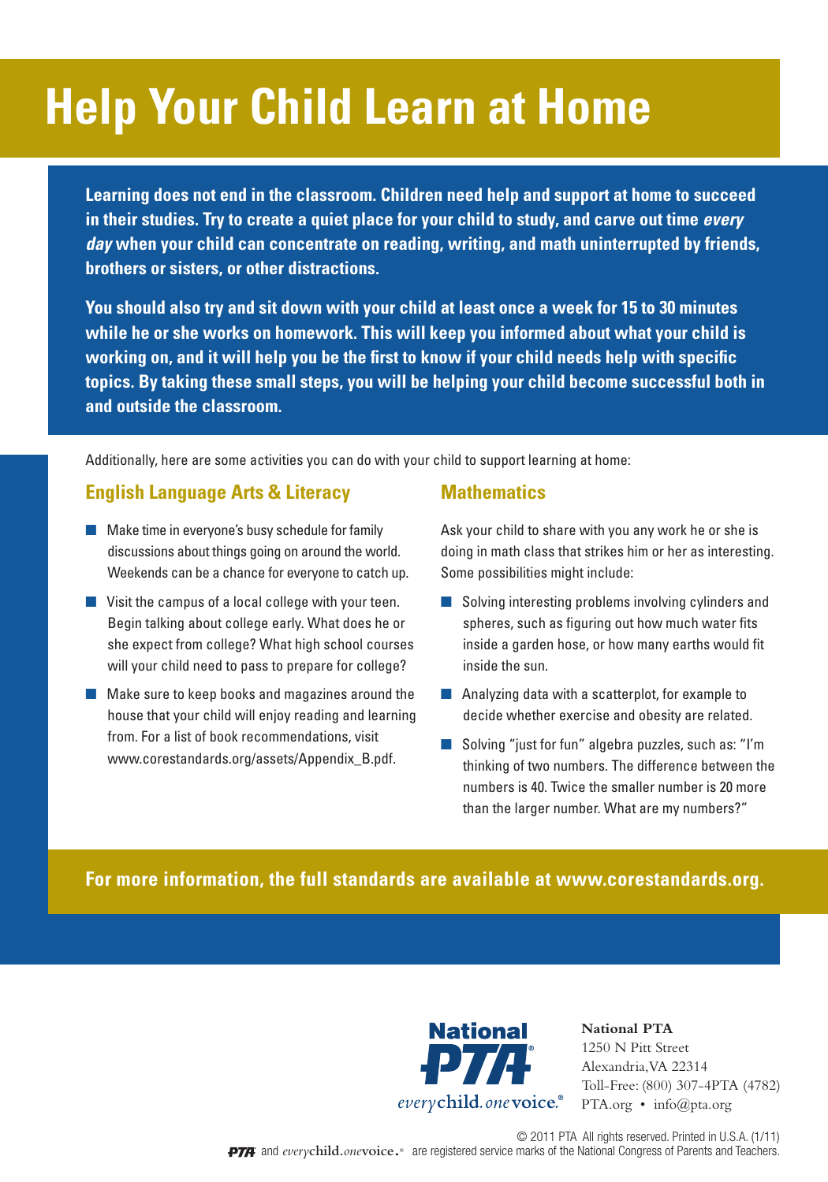# Help Your Child Learn at Home

**Learning does not end in the classroom. Children need help and support at home to succeed in their studies. Try to create a quiet place for your child to study, and carve out time *every day* when your child can concentrate on reading, writing, and math uninterrupted by friends, brothers or sisters, or other distractions.**

**You should also try and sit down with your child at least once a week for 15 to 30 minutes while he or she works on homework. This will keep you informed about what your child is working on, and it will help you be the first to know if your child needs help with specific topics. By taking these small steps, you will be helping your child become successful both in and outside the classroom.**

Additionally, here are some activities you can do with your child to support learning at home:

## English Language Arts & Literacy

- Make time in everyone's busy schedule for family discussions about things going on around the world. Weekends can be a chance for everyone to catch up.
- Visit the campus of a local college with your teen. Begin talking about college early. What does he or she expect from college? What high school courses will your child need to pass to prepare for college?
- Make sure to keep books and magazines around the house that your child will enjoy reading and learning from. For a list of book recommendations, visit www.corestandards.org/assets/Appendix_B.pdf.

## Mathematics

Ask your child to share with you any work he or she is doing in math class that strikes him or her as interesting. Some possibilities might include:

- Solving interesting problems involving cylinders and spheres, such as figuring out how much water fits inside a garden hose, or how many earths would fit inside the sun.
- Analyzing data with a scatterplot, for example to decide whether exercise and obesity are related.
- Solving "just for fun" algebra puzzles, such as: "I'm thinking of two numbers. The difference between the numbers is 40. Twice the smaller number is 20 more than the larger number. What are my numbers?"

**For more information, the full standards are available at www.corestandards.org.**

National PTA
*everychild. onevoice.*®

**National PTA**
1250 N Pitt Street
Alexandria, VA 22314
Toll-Free: (800) 307-4PTA (4782)
PTA.org • info@pta.org

© 2011 PTA All rights reserved. Printed in U.S.A. (1/11)
PTA and *every*child.*one*voice.® are registered service marks of the National Congress of Parents and Teachers.